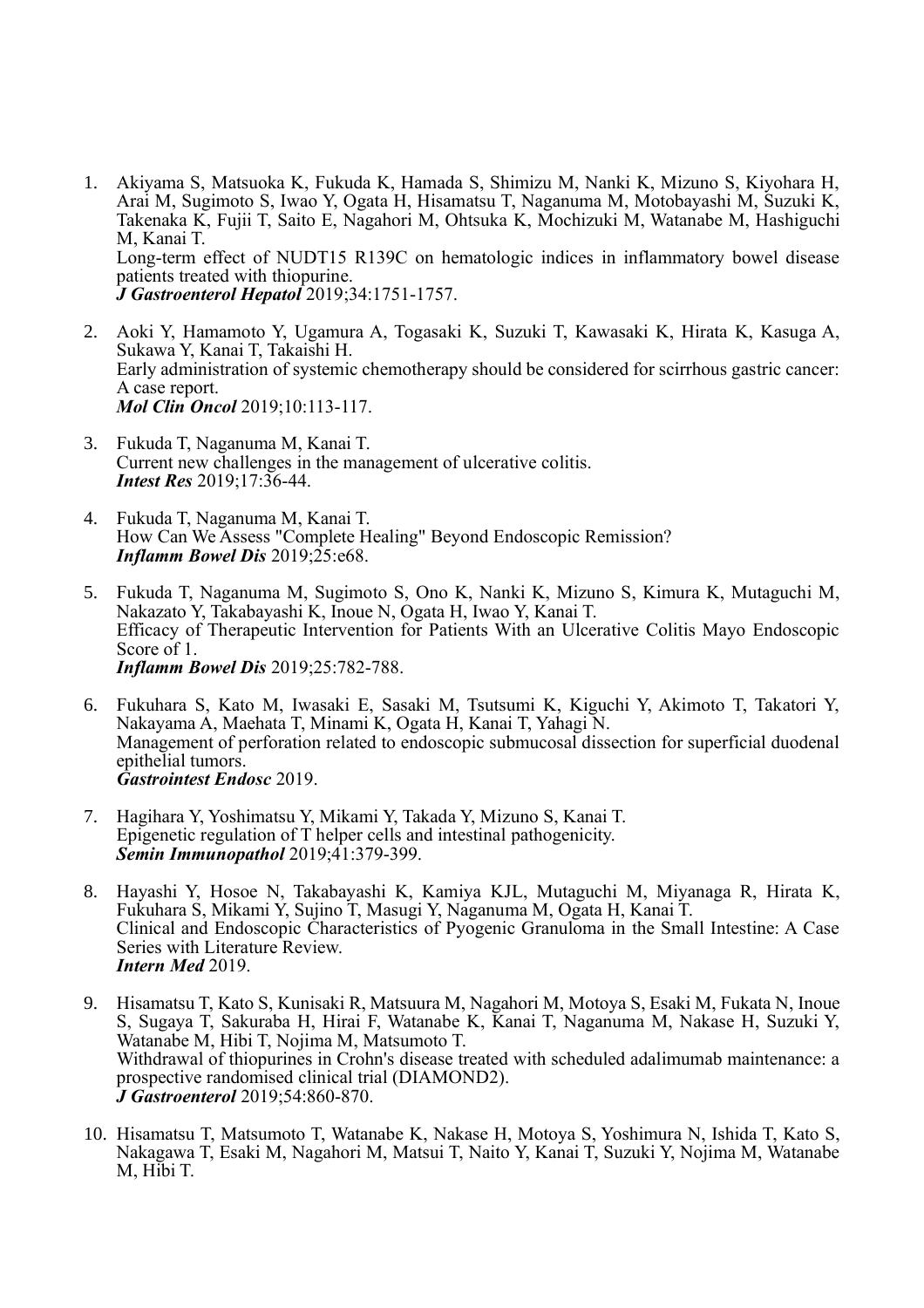1. Akiyama S, Matsuoka K, Fukuda K, Hamada S, Shimizu M, Nanki K, Mizuno S, Kiyohara H, Arai M, Sugimoto S, Iwao Y, Ogata H, Hisamatsu T, Naganuma M, Motobayashi M, Suzuki K, Takenaka K, Fujii T, Saito E, Nagahori M, Ohtsuka K, Mochizuki M, Watanabe M, Hashiguchi M, Kanai T.
   Long-term effect of NUDT15 R139C on hematologic indices in inflammatory bowel disease patients treated with thiopurine.
   ***J Gastroenterol Hepatol*** 2019;34:1751-1757.

2. Aoki Y, Hamamoto Y, Ugamura A, Togasaki K, Suzuki T, Kawasaki K, Hirata K, Kasuga A, Sukawa Y, Kanai T, Takaishi H.
   Early administration of systemic chemotherapy should be considered for scirrhous gastric cancer: A case report.
   ***Mol Clin Oncol*** 2019;10:113-117.

3. Fukuda T, Naganuma M, Kanai T.
   Current new challenges in the management of ulcerative colitis.
   ***Intest Res*** 2019;17:36-44.

4. Fukuda T, Naganuma M, Kanai T.
   How Can We Assess "Complete Healing" Beyond Endoscopic Remission?
   ***Inflamm Bowel Dis*** 2019;25:e68.

5. Fukuda T, Naganuma M, Sugimoto S, Ono K, Nanki K, Mizuno S, Kimura K, Mutaguchi M, Nakazato Y, Takabayashi K, Inoue N, Ogata H, Iwao Y, Kanai T.
   Efficacy of Therapeutic Intervention for Patients With an Ulcerative Colitis Mayo Endoscopic Score of 1.
   ***Inflamm Bowel Dis*** 2019;25:782-788.

6. Fukuhara S, Kato M, Iwasaki E, Sasaki M, Tsutsumi K, Kiguchi Y, Akimoto T, Takatori Y, Nakayama A, Maehata T, Minami K, Ogata H, Kanai T, Yahagi N.
   Management of perforation related to endoscopic submucosal dissection for superficial duodenal epithelial tumors.
   ***Gastrointest Endosc*** 2019.

7. Hagihara Y, Yoshimatsu Y, Mikami Y, Takada Y, Mizuno S, Kanai T.
   Epigenetic regulation of T helper cells and intestinal pathogenicity.
   ***Semin Immunopathol*** 2019;41:379-399.

8. Hayashi Y, Hosoe N, Takabayashi K, Kamiya KJL, Mutaguchi M, Miyanaga R, Hirata K, Fukuhara S, Mikami Y, Sujino T, Masugi Y, Naganuma M, Ogata H, Kanai T.
   Clinical and Endoscopic Characteristics of Pyogenic Granuloma in the Small Intestine: A Case Series with Literature Review.
   ***Intern Med*** 2019.

9. Hisamatsu T, Kato S, Kunisaki R, Matsuura M, Nagahori M, Motoya S, Esaki M, Fukata N, Inoue S, Sugaya T, Sakuraba H, Hirai F, Watanabe K, Kanai T, Naganuma M, Nakase H, Suzuki Y, Watanabe M, Hibi T, Nojima M, Matsumoto T.
   Withdrawal of thiopurines in Crohn's disease treated with scheduled adalimumab maintenance: a prospective randomised clinical trial (DIAMOND2).
   ***J Gastroenterol*** 2019;54:860-870.

10. Hisamatsu T, Matsumoto T, Watanabe K, Nakase H, Motoya S, Yoshimura N, Ishida T, Kato S, Nakagawa T, Esaki M, Nagahori M, Matsui T, Naito Y, Kanai T, Suzuki Y, Nojima M, Watanabe M, Hibi T.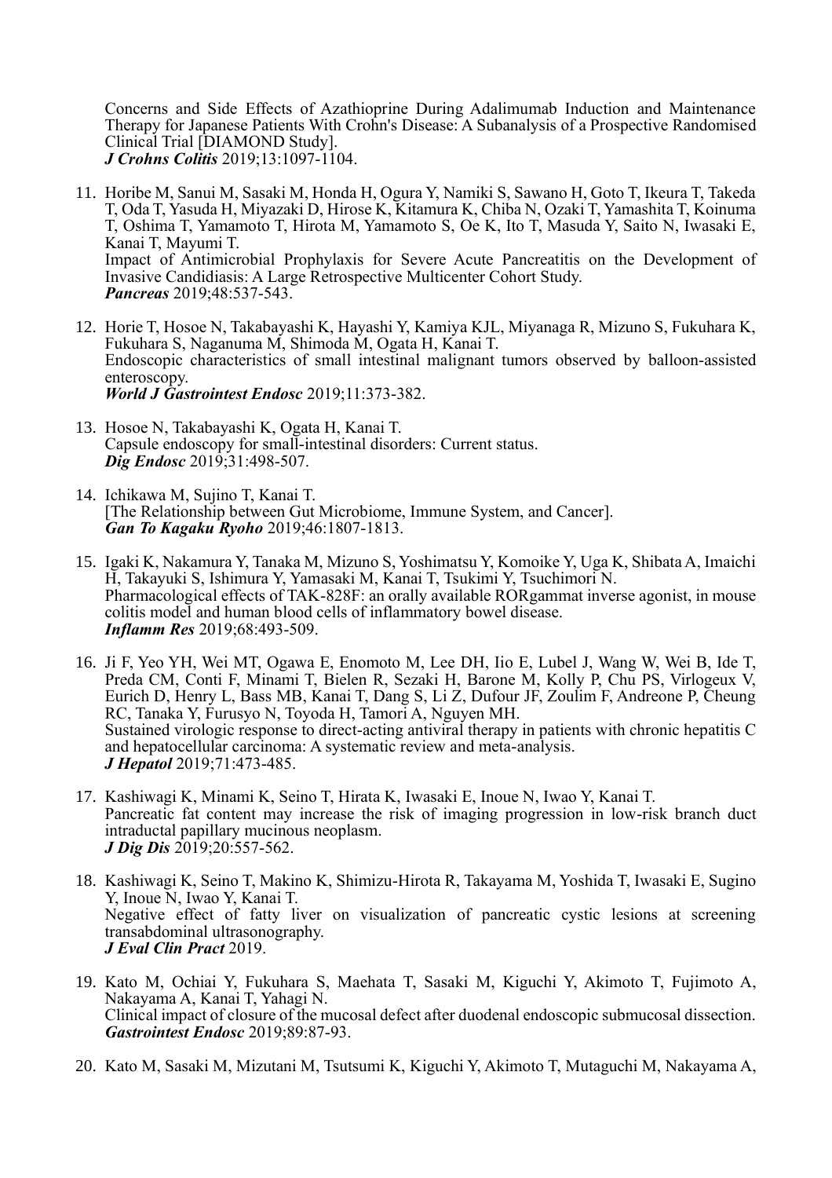Concerns and Side Effects of Azathioprine During Adalimumab Induction and Maintenance Therapy for Japanese Patients With Crohn's Disease: A Subanalysis of a Prospective Randomised Clinical Trial [DIAMOND Study].
***J Crohns Colitis*** 2019;13:1097-1104.

11. Horibe M, Sanui M, Sasaki M, Honda H, Ogura Y, Namiki S, Sawano H, Goto T, Ikeura T, Takeda T, Oda T, Yasuda H, Miyazaki D, Hirose K, Kitamura K, Chiba N, Ozaki T, Yamashita T, Koinuma T, Oshima T, Yamamoto T, Hirota M, Yamamoto S, Oe K, Ito T, Masuda Y, Saito N, Iwasaki E, Kanai T, Mayumi T.
Impact of Antimicrobial Prophylaxis for Severe Acute Pancreatitis on the Development of Invasive Candidiasis: A Large Retrospective Multicenter Cohort Study.
***Pancreas*** 2019;48:537-543.

12. Horie T, Hosoe N, Takabayashi K, Hayashi Y, Kamiya KJL, Miyanaga R, Mizuno S, Fukuhara K, Fukuhara S, Naganuma M, Shimoda M, Ogata H, Kanai T.
Endoscopic characteristics of small intestinal malignant tumors observed by balloon-assisted enteroscopy.
***World J Gastrointest Endosc*** 2019;11:373-382.

13. Hosoe N, Takabayashi K, Ogata H, Kanai T.
Capsule endoscopy for small-intestinal disorders: Current status.
***Dig Endosc*** 2019;31:498-507.

14. Ichikawa M, Sujino T, Kanai T.
[The Relationship between Gut Microbiome, Immune System, and Cancer].
***Gan To Kagaku Ryoho*** 2019;46:1807-1813.

15. Igaki K, Nakamura Y, Tanaka M, Mizuno S, Yoshimatsu Y, Komoike Y, Uga K, Shibata A, Imaichi H, Takayuki S, Ishimura Y, Yamasaki M, Kanai T, Tsukimi Y, Tsuchimori N.
Pharmacological effects of TAK-828F: an orally available RORgammat inverse agonist, in mouse colitis model and human blood cells of inflammatory bowel disease.
***Inflamm Res*** 2019;68:493-509.

16. Ji F, Yeo YH, Wei MT, Ogawa E, Enomoto M, Lee DH, Iio E, Lubel J, Wang W, Wei B, Ide T, Preda CM, Conti F, Minami T, Bielen R, Sezaki H, Barone M, Kolly P, Chu PS, Virlogeux V, Eurich D, Henry L, Bass MB, Kanai T, Dang S, Li Z, Dufour JF, Zoulim F, Andreone P, Cheung RC, Tanaka Y, Furusyo N, Toyoda H, Tamori A, Nguyen MH.
Sustained virologic response to direct-acting antiviral therapy in patients with chronic hepatitis C and hepatocellular carcinoma: A systematic review and meta-analysis.
***J Hepatol*** 2019;71:473-485.

17. Kashiwagi K, Minami K, Seino T, Hirata K, Iwasaki E, Inoue N, Iwao Y, Kanai T.
Pancreatic fat content may increase the risk of imaging progression in low-risk branch duct intraductal papillary mucinous neoplasm.
***J Dig Dis*** 2019;20:557-562.

18. Kashiwagi K, Seino T, Makino K, Shimizu-Hirota R, Takayama M, Yoshida T, Iwasaki E, Sugino Y, Inoue N, Iwao Y, Kanai T.
Negative effect of fatty liver on visualization of pancreatic cystic lesions at screening transabdominal ultrasonography.
***J Eval Clin Pract*** 2019.

19. Kato M, Ochiai Y, Fukuhara S, Maehata T, Sasaki M, Kiguchi Y, Akimoto T, Fujimoto A, Nakayama A, Kanai T, Yahagi N.
Clinical impact of closure of the mucosal defect after duodenal endoscopic submucosal dissection.
***Gastrointest Endosc*** 2019;89:87-93.

20. Kato M, Sasaki M, Mizutani M, Tsutsumi K, Kiguchi Y, Akimoto T, Mutaguchi M, Nakayama A,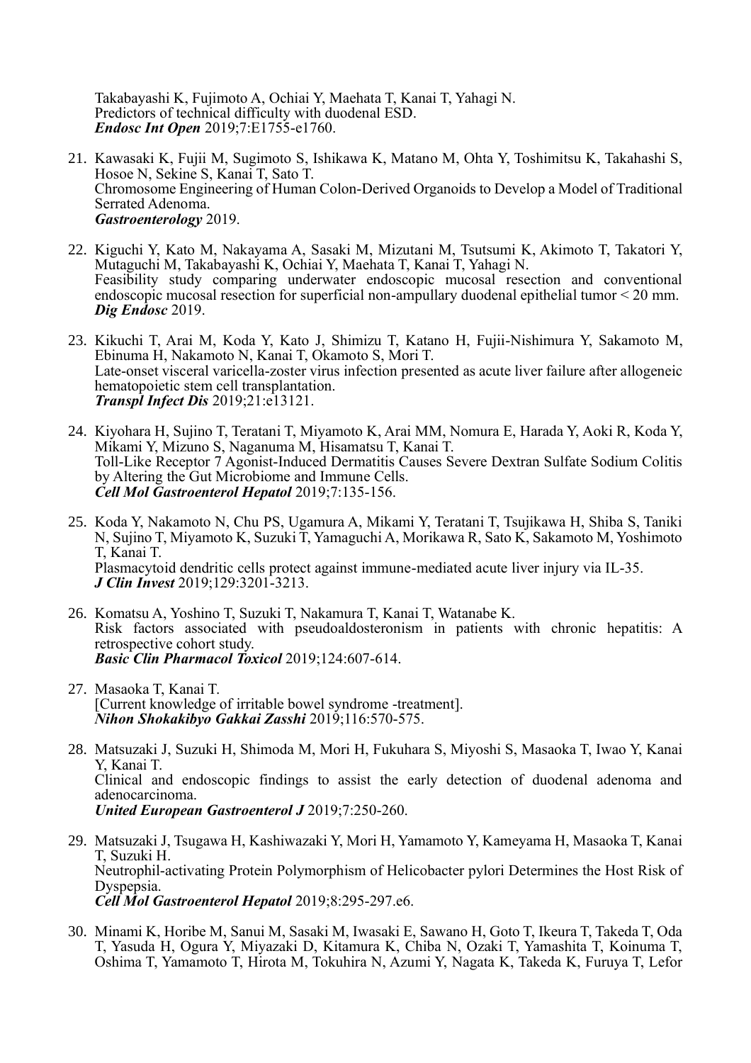Takabayashi K, Fujimoto A, Ochiai Y, Maehata T, Kanai T, Yahagi N.
Predictors of technical difficulty with duodenal ESD.
***Endosc Int Open*** 2019;7:E1755-e1760.

21. Kawasaki K, Fujii M, Sugimoto S, Ishikawa K, Matano M, Ohta Y, Toshimitsu K, Takahashi S, Hosoe N, Sekine S, Kanai T, Sato T.
Chromosome Engineering of Human Colon-Derived Organoids to Develop a Model of Traditional Serrated Adenoma.
***Gastroenterology*** 2019.

22. Kiguchi Y, Kato M, Nakayama A, Sasaki M, Mizutani M, Tsutsumi K, Akimoto T, Takatori Y, Mutaguchi M, Takabayashi K, Ochiai Y, Maehata T, Kanai T, Yahagi N.
Feasibility study comparing underwater endoscopic mucosal resection and conventional endoscopic mucosal resection for superficial non-ampullary duodenal epithelial tumor < 20 mm.
***Dig Endosc*** 2019.

23. Kikuchi T, Arai M, Koda Y, Kato J, Shimizu T, Katano H, Fujii-Nishimura Y, Sakamoto M, Ebinuma H, Nakamoto N, Kanai T, Okamoto S, Mori T.
Late-onset visceral varicella-zoster virus infection presented as acute liver failure after allogeneic hematopoietic stem cell transplantation.
***Transpl Infect Dis*** 2019;21:e13121.

24. Kiyohara H, Sujino T, Teratani T, Miyamoto K, Arai MM, Nomura E, Harada Y, Aoki R, Koda Y, Mikami Y, Mizuno S, Naganuma M, Hisamatsu T, Kanai T.
Toll-Like Receptor 7 Agonist-Induced Dermatitis Causes Severe Dextran Sulfate Sodium Colitis by Altering the Gut Microbiome and Immune Cells.
***Cell Mol Gastroenterol Hepatol*** 2019;7:135-156.

25. Koda Y, Nakamoto N, Chu PS, Ugamura A, Mikami Y, Teratani T, Tsujikawa H, Shiba S, Taniki N, Sujino T, Miyamoto K, Suzuki T, Yamaguchi A, Morikawa R, Sato K, Sakamoto M, Yoshimoto T, Kanai T.
Plasmacytoid dendritic cells protect against immune-mediated acute liver injury via IL-35.
***J Clin Invest*** 2019;129:3201-3213.

26. Komatsu A, Yoshino T, Suzuki T, Nakamura T, Kanai T, Watanabe K.
Risk factors associated with pseudoaldosteronism in patients with chronic hepatitis: A retrospective cohort study.
***Basic Clin Pharmacol Toxicol*** 2019;124:607-614.

27. Masaoka T, Kanai T.
[Current knowledge of irritable bowel syndrome -treatment].
***Nihon Shokakibyo Gakkai Zasshi*** 2019;116:570-575.

28. Matsuzaki J, Suzuki H, Shimoda M, Mori H, Fukuhara S, Miyoshi S, Masaoka T, Iwao Y, Kanai Y, Kanai T.
Clinical and endoscopic findings to assist the early detection of duodenal adenoma and adenocarcinoma.
***United European Gastroenterol J*** 2019;7:250-260.

29. Matsuzaki J, Tsugawa H, Kashiwazaki Y, Mori H, Yamamoto Y, Kameyama H, Masaoka T, Kanai T, Suzuki H.
Neutrophil-activating Protein Polymorphism of Helicobacter pylori Determines the Host Risk of Dyspepsia.
***Cell Mol Gastroenterol Hepatol*** 2019;8:295-297.e6.

30. Minami K, Horibe M, Sanui M, Sasaki M, Iwasaki E, Sawano H, Goto T, Ikeura T, Takeda T, Oda T, Yasuda H, Ogura Y, Miyazaki D, Kitamura K, Chiba N, Ozaki T, Yamashita T, Koinuma T, Oshima T, Yamamoto T, Hirota M, Tokuhira N, Azumi Y, Nagata K, Takeda K, Furuya T, Lefor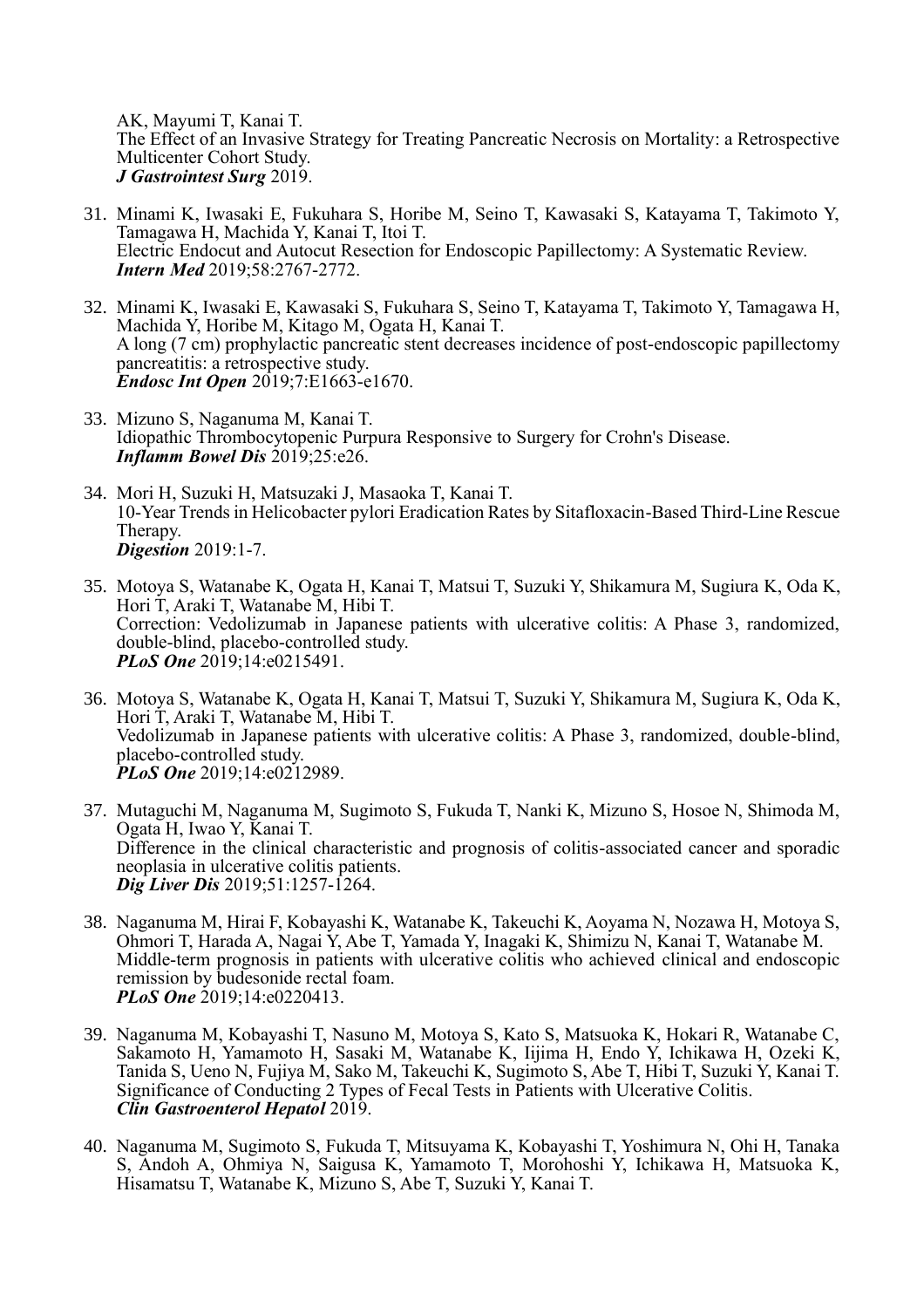AK, Mayumi T, Kanai T.
The Effect of an Invasive Strategy for Treating Pancreatic Necrosis on Mortality: a Retrospective Multicenter Cohort Study.
***J Gastrointest Surg*** 2019.

31. Minami K, Iwasaki E, Fukuhara S, Horibe M, Seino T, Kawasaki S, Katayama T, Takimoto Y, Tamagawa H, Machida Y, Kanai T, Itoi T.
Electric Endocut and Autocut Resection for Endoscopic Papillectomy: A Systematic Review.
***Intern Med*** 2019;58:2767-2772.

32. Minami K, Iwasaki E, Kawasaki S, Fukuhara S, Seino T, Katayama T, Takimoto Y, Tamagawa H, Machida Y, Horibe M, Kitago M, Ogata H, Kanai T.
A long (7 cm) prophylactic pancreatic stent decreases incidence of post-endoscopic papillectomy pancreatitis: a retrospective study.
***Endosc Int Open*** 2019;7:E1663-e1670.

33. Mizuno S, Naganuma M, Kanai T.
Idiopathic Thrombocytopenic Purpura Responsive to Surgery for Crohn's Disease.
***Inflamm Bowel Dis*** 2019;25:e26.

34. Mori H, Suzuki H, Matsuzaki J, Masaoka T, Kanai T.
10-Year Trends in Helicobacter pylori Eradication Rates by Sitafloxacin-Based Third-Line Rescue Therapy.
***Digestion*** 2019:1-7.

35. Motoya S, Watanabe K, Ogata H, Kanai T, Matsui T, Suzuki Y, Shikamura M, Sugiura K, Oda K, Hori T, Araki T, Watanabe M, Hibi T.
Correction: Vedolizumab in Japanese patients with ulcerative colitis: A Phase 3, randomized, double-blind, placebo-controlled study.
***PLoS One*** 2019;14:e0215491.

36. Motoya S, Watanabe K, Ogata H, Kanai T, Matsui T, Suzuki Y, Shikamura M, Sugiura K, Oda K, Hori T, Araki T, Watanabe M, Hibi T.
Vedolizumab in Japanese patients with ulcerative colitis: A Phase 3, randomized, double-blind, placebo-controlled study.
***PLoS One*** 2019;14:e0212989.

37. Mutaguchi M, Naganuma M, Sugimoto S, Fukuda T, Nanki K, Mizuno S, Hosoe N, Shimoda M, Ogata H, Iwao Y, Kanai T.
Difference in the clinical characteristic and prognosis of colitis-associated cancer and sporadic neoplasia in ulcerative colitis patients.
***Dig Liver Dis*** 2019;51:1257-1264.

38. Naganuma M, Hirai F, Kobayashi K, Watanabe K, Takeuchi K, Aoyama N, Nozawa H, Motoya S, Ohmori T, Harada A, Nagai Y, Abe T, Yamada Y, Inagaki K, Shimizu N, Kanai T, Watanabe M.
Middle-term prognosis in patients with ulcerative colitis who achieved clinical and endoscopic remission by budesonide rectal foam.
***PLoS One*** 2019;14:e0220413.

39. Naganuma M, Kobayashi T, Nasuno M, Motoya S, Kato S, Matsuoka K, Hokari R, Watanabe C, Sakamoto H, Yamamoto H, Sasaki M, Watanabe K, Iijima H, Endo Y, Ichikawa H, Ozeki K, Tanida S, Ueno N, Fujiya M, Sako M, Takeuchi K, Sugimoto S, Abe T, Hibi T, Suzuki Y, Kanai T.
Significance of Conducting 2 Types of Fecal Tests in Patients with Ulcerative Colitis.
***Clin Gastroenterol Hepatol*** 2019.

40. Naganuma M, Sugimoto S, Fukuda T, Mitsuyama K, Kobayashi T, Yoshimura N, Ohi H, Tanaka S, Andoh A, Ohmiya N, Saigusa K, Yamamoto T, Morohoshi Y, Ichikawa H, Matsuoka K, Hisamatsu T, Watanabe K, Mizuno S, Abe T, Suzuki Y, Kanai T.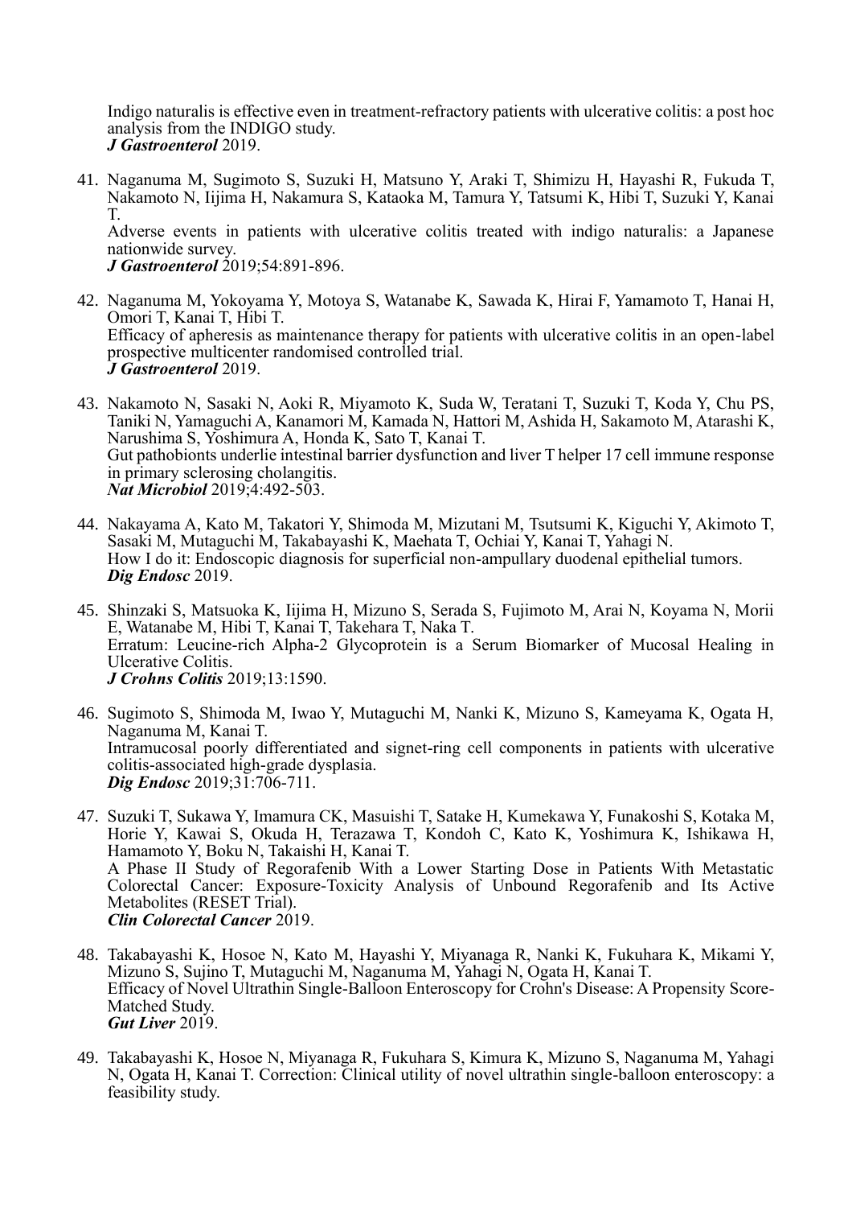Indigo naturalis is effective even in treatment-refractory patients with ulcerative colitis: a post hoc analysis from the INDIGO study.
***J Gastroenterol*** 2019.

41. Naganuma M, Sugimoto S, Suzuki H, Matsuno Y, Araki T, Shimizu H, Hayashi R, Fukuda T, Nakamoto N, Iijima H, Nakamura S, Kataoka M, Tamura Y, Tatsumi K, Hibi T, Suzuki Y, Kanai T.
Adverse events in patients with ulcerative colitis treated with indigo naturalis: a Japanese nationwide survey.
***J Gastroenterol*** 2019;54:891-896.

42. Naganuma M, Yokoyama Y, Motoya S, Watanabe K, Sawada K, Hirai F, Yamamoto T, Hanai H, Omori T, Kanai T, Hibi T.
Efficacy of apheresis as maintenance therapy for patients with ulcerative colitis in an open-label prospective multicenter randomised controlled trial.
***J Gastroenterol*** 2019.

43. Nakamoto N, Sasaki N, Aoki R, Miyamoto K, Suda W, Teratani T, Suzuki T, Koda Y, Chu PS, Taniki N, Yamaguchi A, Kanamori M, Kamada N, Hattori M, Ashida H, Sakamoto M, Atarashi K, Narushima S, Yoshimura A, Honda K, Sato T, Kanai T.
Gut pathobionts underlie intestinal barrier dysfunction and liver T helper 17 cell immune response in primary sclerosing cholangitis.
***Nat Microbiol*** 2019;4:492-503.

44. Nakayama A, Kato M, Takatori Y, Shimoda M, Mizutani M, Tsutsumi K, Kiguchi Y, Akimoto T, Sasaki M, Mutaguchi M, Takabayashi K, Maehata T, Ochiai Y, Kanai T, Yahagi N.
How I do it: Endoscopic diagnosis for superficial non-ampullary duodenal epithelial tumors.
***Dig Endosc*** 2019.

45. Shinzaki S, Matsuoka K, Iijima H, Mizuno S, Serada S, Fujimoto M, Arai N, Koyama N, Morii E, Watanabe M, Hibi T, Kanai T, Takehara T, Naka T.
Erratum: Leucine-rich Alpha-2 Glycoprotein is a Serum Biomarker of Mucosal Healing in Ulcerative Colitis.
***J Crohns Colitis*** 2019;13:1590.

46. Sugimoto S, Shimoda M, Iwao Y, Mutaguchi M, Nanki K, Mizuno S, Kameyama K, Ogata H, Naganuma M, Kanai T.
Intramucosal poorly differentiated and signet-ring cell components in patients with ulcerative colitis-associated high-grade dysplasia.
***Dig Endosc*** 2019;31:706-711.

47. Suzuki T, Sukawa Y, Imamura CK, Masuishi T, Satake H, Kumekawa Y, Funakoshi S, Kotaka M, Horie Y, Kawai S, Okuda H, Terazawa T, Kondoh C, Kato K, Yoshimura K, Ishikawa H, Hamamoto Y, Boku N, Takaishi H, Kanai T.
A Phase II Study of Regorafenib With a Lower Starting Dose in Patients With Metastatic Colorectal Cancer: Exposure-Toxicity Analysis of Unbound Regorafenib and Its Active Metabolites (RESET Trial).
***Clin Colorectal Cancer*** 2019.

48. Takabayashi K, Hosoe N, Kato M, Hayashi Y, Miyanaga R, Nanki K, Fukuhara K, Mikami Y, Mizuno S, Sujino T, Mutaguchi M, Naganuma M, Yahagi N, Ogata H, Kanai T.
Efficacy of Novel Ultrathin Single-Balloon Enteroscopy for Crohn's Disease: A Propensity Score-Matched Study.
***Gut Liver*** 2019.

49. Takabayashi K, Hosoe N, Miyanaga R, Fukuhara S, Kimura K, Mizuno S, Naganuma M, Yahagi N, Ogata H, Kanai T. Correction: Clinical utility of novel ultrathin single-balloon enteroscopy: a feasibility study.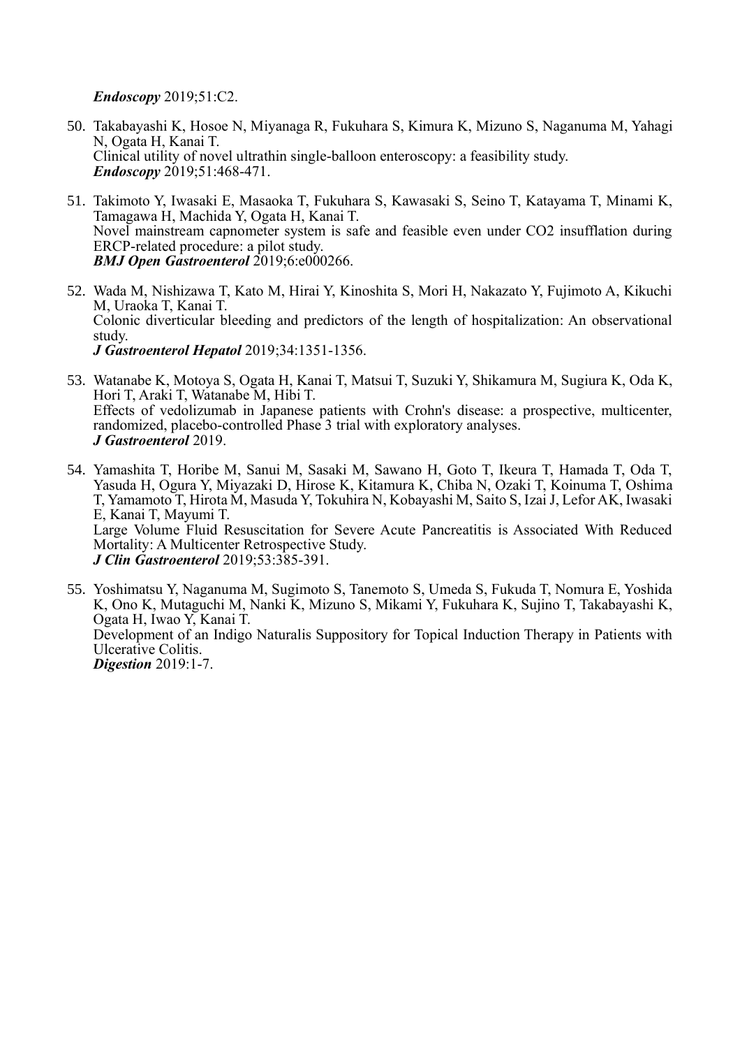*Endoscopy* 2019;51:C2.

50. Takabayashi K, Hosoe N, Miyanaga R, Fukuhara S, Kimura K, Mizuno S, Naganuma M, Yahagi N, Ogata H, Kanai T.
Clinical utility of novel ultrathin single-balloon enteroscopy: a feasibility study.
***Endoscopy*** 2019;51:468-471.

51. Takimoto Y, Iwasaki E, Masaoka T, Fukuhara S, Kawasaki S, Seino T, Katayama T, Minami K, Tamagawa H, Machida Y, Ogata H, Kanai T.
Novel mainstream capnometer system is safe and feasible even under CO2 insufflation during ERCP-related procedure: a pilot study.
***BMJ Open Gastroenterol*** 2019;6:e000266.

52. Wada M, Nishizawa T, Kato M, Hirai Y, Kinoshita S, Mori H, Nakazato Y, Fujimoto A, Kikuchi M, Uraoka T, Kanai T.
Colonic diverticular bleeding and predictors of the length of hospitalization: An observational study.
***J Gastroenterol Hepatol*** 2019;34:1351-1356.

53. Watanabe K, Motoya S, Ogata H, Kanai T, Matsui T, Suzuki Y, Shikamura M, Sugiura K, Oda K, Hori T, Araki T, Watanabe M, Hibi T.
Effects of vedolizumab in Japanese patients with Crohn's disease: a prospective, multicenter, randomized, placebo-controlled Phase 3 trial with exploratory analyses.
***J Gastroenterol*** 2019.

54. Yamashita T, Horibe M, Sanui M, Sasaki M, Sawano H, Goto T, Ikeura T, Hamada T, Oda T, Yasuda H, Ogura Y, Miyazaki D, Hirose K, Kitamura K, Chiba N, Ozaki T, Koinuma T, Oshima T, Yamamoto T, Hirota M, Masuda Y, Tokuhira N, Kobayashi M, Saito S, Izai J, Lefor AK, Iwasaki E, Kanai T, Mayumi T.
Large Volume Fluid Resuscitation for Severe Acute Pancreatitis is Associated With Reduced Mortality: A Multicenter Retrospective Study.
***J Clin Gastroenterol*** 2019;53:385-391.

55. Yoshimatsu Y, Naganuma M, Sugimoto S, Tanemoto S, Umeda S, Fukuda T, Nomura E, Yoshida K, Ono K, Mutaguchi M, Nanki K, Mizuno S, Mikami Y, Fukuhara K, Sujino T, Takabayashi K, Ogata H, Iwao Y, Kanai T.
Development of an Indigo Naturalis Suppository for Topical Induction Therapy in Patients with Ulcerative Colitis.
***Digestion*** 2019:1-7.